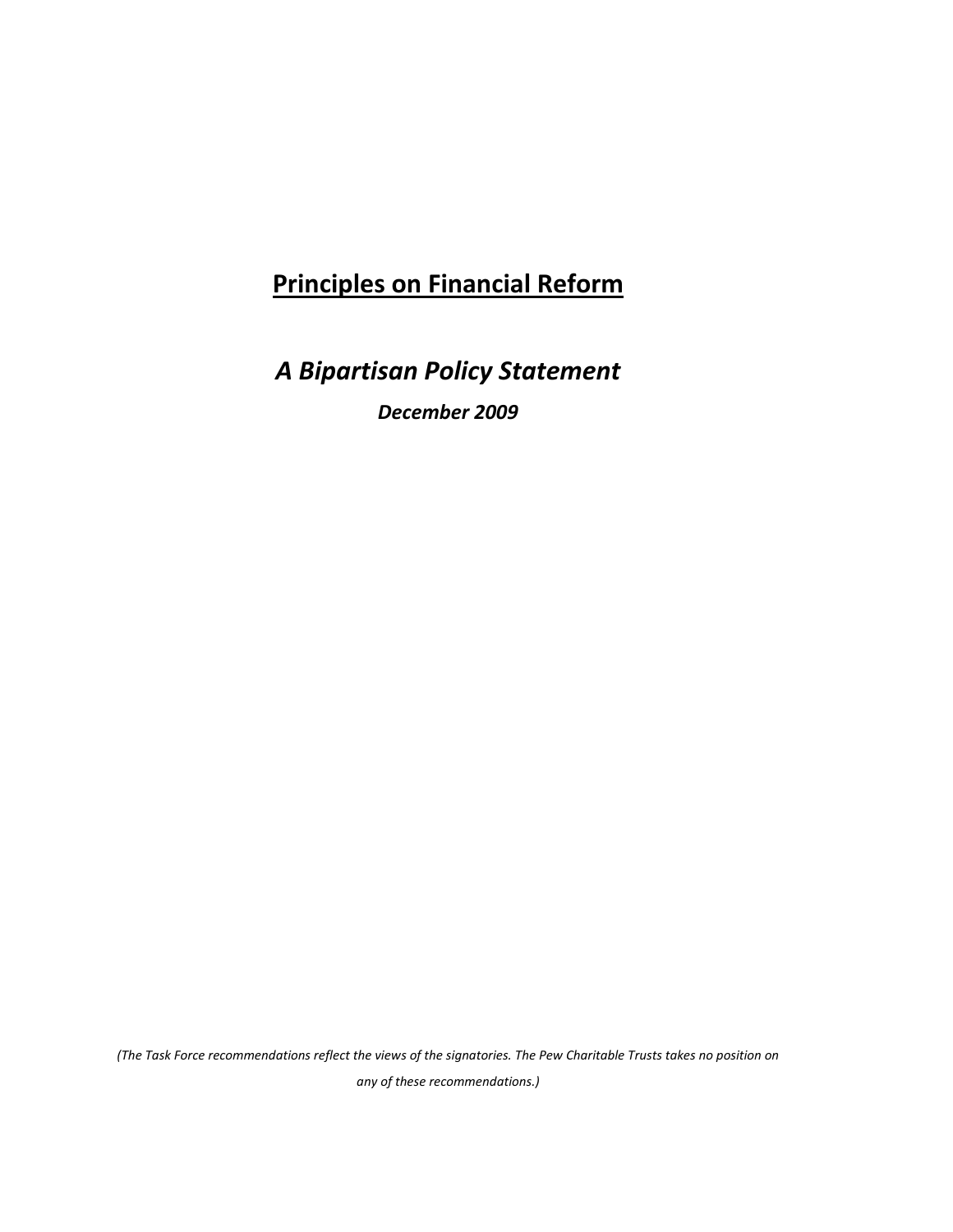# **Principles on Financial Reform**

## *A Bipartisan Policy Statement*

***December 2009***

*(The Task Force recommendations reflect the views of the signatories. The Pew Charitable Trusts takes no position on any of these recommendations.)*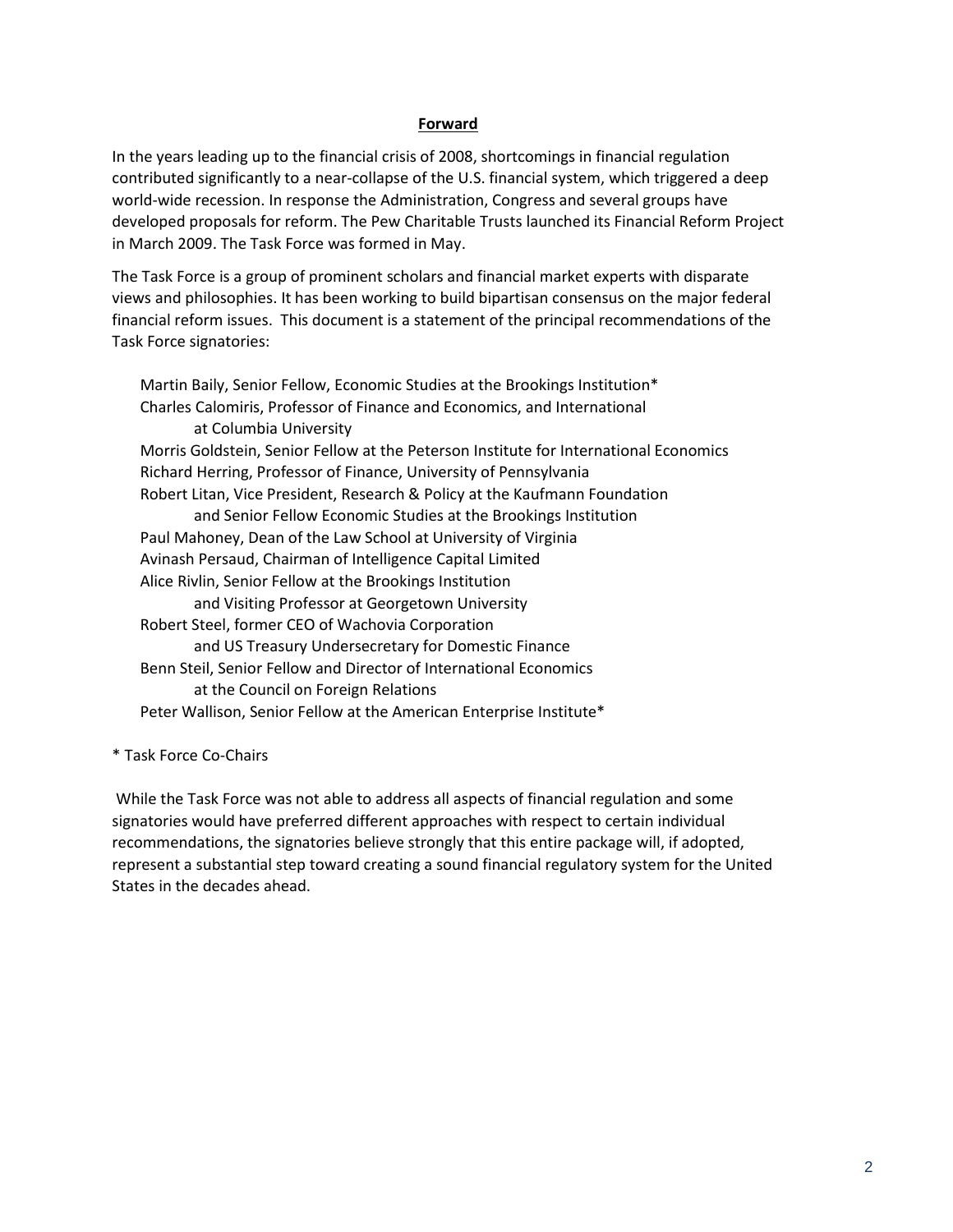## Forward

In the years leading up to the financial crisis of 2008, shortcomings in financial regulation contributed significantly to a near-collapse of the U.S. financial system, which triggered a deep world-wide recession. In response the Administration, Congress and several groups have developed proposals for reform. The Pew Charitable Trusts launched its Financial Reform Project in March 2009. The Task Force was formed in May.

The Task Force is a group of prominent scholars and financial market experts with disparate views and philosophies. It has been working to build bipartisan consensus on the major federal financial reform issues. This document is a statement of the principal recommendations of the Task Force signatories:

Martin Baily, Senior Fellow, Economic Studies at the Brookings Institution*
Charles Calomiris, Professor of Finance and Economics, and International at Columbia University
Morris Goldstein, Senior Fellow at the Peterson Institute for International Economics
Richard Herring, Professor of Finance, University of Pennsylvania
Robert Litan, Vice President, Research & Policy at the Kaufmann Foundation and Senior Fellow Economic Studies at the Brookings Institution
Paul Mahoney, Dean of the Law School at University of Virginia
Avinash Persaud, Chairman of Intelligence Capital Limited
Alice Rivlin, Senior Fellow at the Brookings Institution and Visiting Professor at Georgetown University
Robert Steel, former CEO of Wachovia Corporation and US Treasury Undersecretary for Domestic Finance
Benn Steil, Senior Fellow and Director of International Economics at the Council on Foreign Relations
Peter Wallison, Senior Fellow at the American Enterprise Institute*

* Task Force Co-Chairs

While the Task Force was not able to address all aspects of financial regulation and some signatories would have preferred different approaches with respect to certain individual recommendations, the signatories believe strongly that this entire package will, if adopted, represent a substantial step toward creating a sound financial regulatory system for the United States in the decades ahead.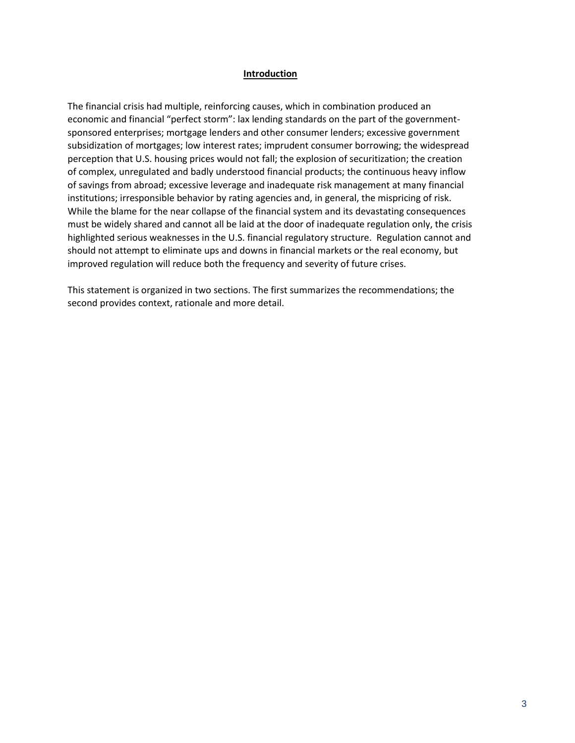## Introduction

The financial crisis had multiple, reinforcing causes, which in combination produced an economic and financial "perfect storm": lax lending standards on the part of the government-sponsored enterprises; mortgage lenders and other consumer lenders; excessive government subsidization of mortgages; low interest rates; imprudent consumer borrowing; the widespread perception that U.S. housing prices would not fall; the explosion of securitization; the creation of complex, unregulated and badly understood financial products; the continuous heavy inflow of savings from abroad; excessive leverage and inadequate risk management at many financial institutions; irresponsible behavior by rating agencies and, in general, the mispricing of risk. While the blame for the near collapse of the financial system and its devastating consequences must be widely shared and cannot all be laid at the door of inadequate regulation only, the crisis highlighted serious weaknesses in the U.S. financial regulatory structure. Regulation cannot and should not attempt to eliminate ups and downs in financial markets or the real economy, but improved regulation will reduce both the frequency and severity of future crises.

This statement is organized in two sections. The first summarizes the recommendations; the second provides context, rationale and more detail.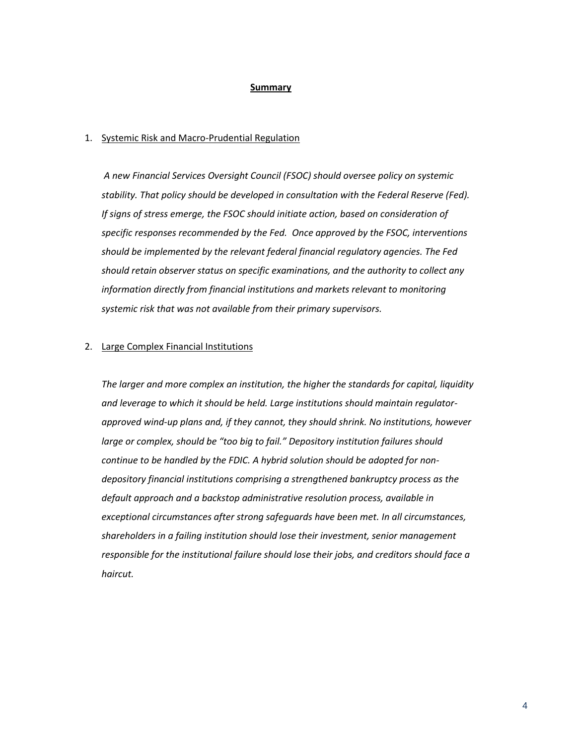## Summary

1. Systemic Risk and Macro-Prudential Regulation

   *A new Financial Services Oversight Council (FSOC) should oversee policy on systemic stability. That policy should be developed in consultation with the Federal Reserve (Fed). If signs of stress emerge, the FSOC should initiate action, based on consideration of specific responses recommended by the Fed. Once approved by the FSOC, interventions should be implemented by the relevant federal financial regulatory agencies. The Fed should retain observer status on specific examinations, and the authority to collect any information directly from financial institutions and markets relevant to monitoring systemic risk that was not available from their primary supervisors.*

2. Large Complex Financial Institutions

   *The larger and more complex an institution, the higher the standards for capital, liquidity and leverage to which it should be held. Large institutions should maintain regulator-approved wind-up plans and, if they cannot, they should shrink. No institutions, however large or complex, should be "too big to fail." Depository institution failures should continue to be handled by the FDIC. A hybrid solution should be adopted for non-depository financial institutions comprising a strengthened bankruptcy process as the default approach and a backstop administrative resolution process, available in exceptional circumstances after strong safeguards have been met. In all circumstances, shareholders in a failing institution should lose their investment, senior management responsible for the institutional failure should lose their jobs, and creditors should face a haircut.*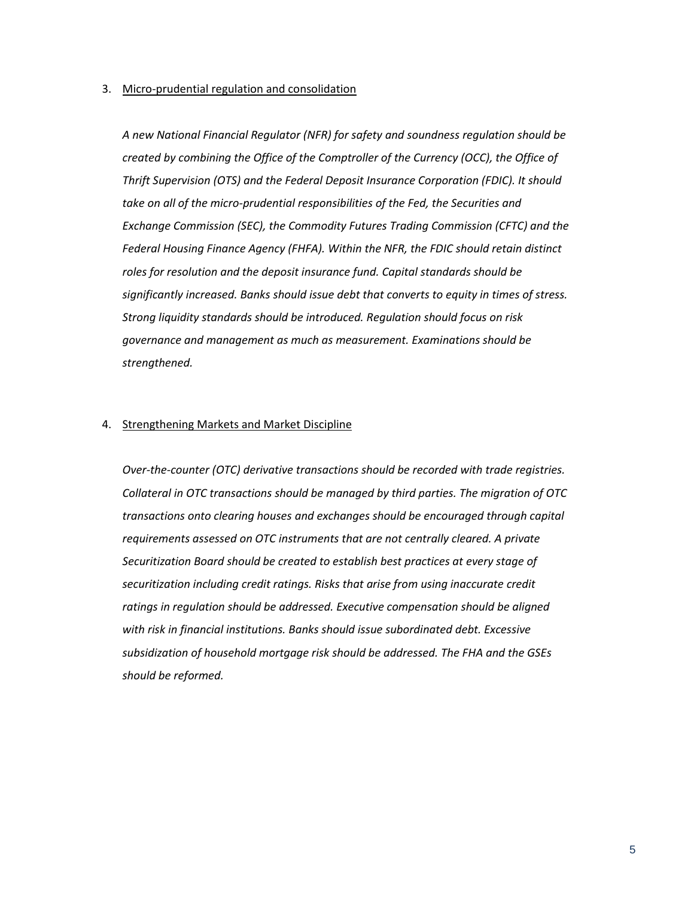3. Micro-prudential regulation and consolidation

   *A new National Financial Regulator (NFR) for safety and soundness regulation should be created by combining the Office of the Comptroller of the Currency (OCC), the Office of Thrift Supervision (OTS) and the Federal Deposit Insurance Corporation (FDIC). It should take on all of the micro-prudential responsibilities of the Fed, the Securities and Exchange Commission (SEC), the Commodity Futures Trading Commission (CFTC) and the Federal Housing Finance Agency (FHFA). Within the NFR, the FDIC should retain distinct roles for resolution and the deposit insurance fund. Capital standards should be significantly increased. Banks should issue debt that converts to equity in times of stress. Strong liquidity standards should be introduced. Regulation should focus on risk governance and management as much as measurement. Examinations should be strengthened.*

4. Strengthening Markets and Market Discipline

   *Over-the-counter (OTC) derivative transactions should be recorded with trade registries. Collateral in OTC transactions should be managed by third parties. The migration of OTC transactions onto clearing houses and exchanges should be encouraged through capital requirements assessed on OTC instruments that are not centrally cleared. A private Securitization Board should be created to establish best practices at every stage of securitization including credit ratings. Risks that arise from using inaccurate credit ratings in regulation should be addressed. Executive compensation should be aligned with risk in financial institutions. Banks should issue subordinated debt. Excessive subsidization of household mortgage risk should be addressed. The FHA and the GSEs should be reformed.*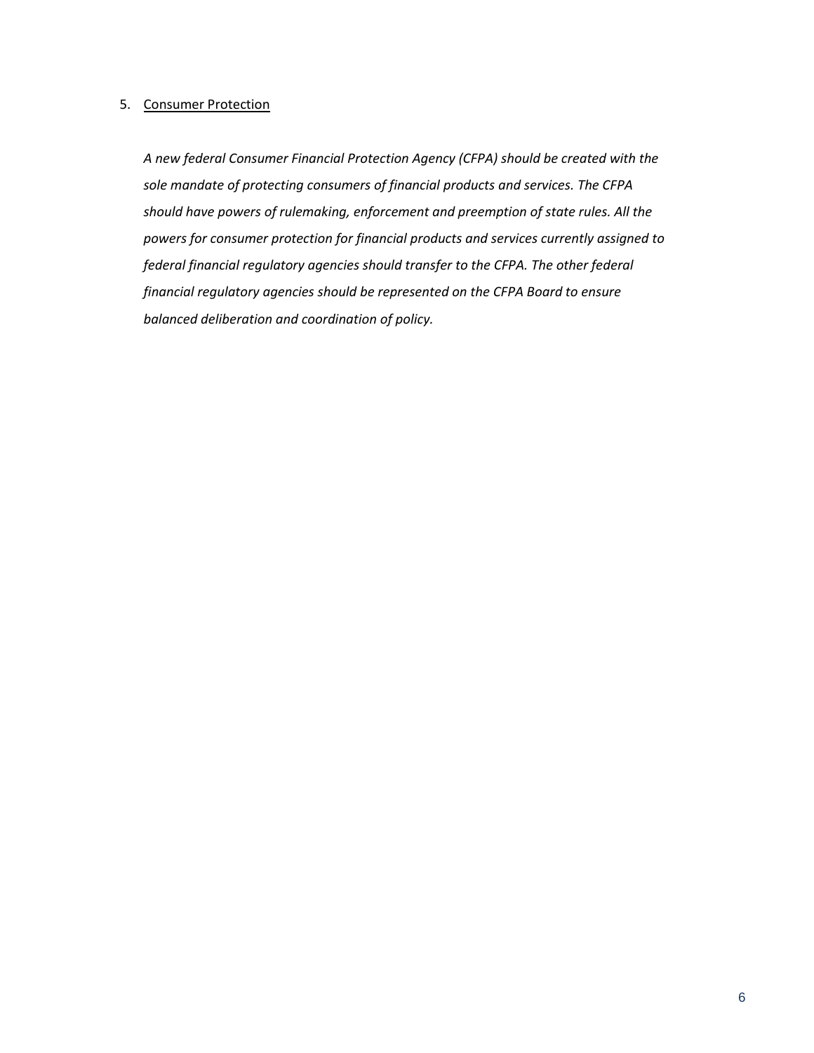5. Consumer Protection

*A new federal Consumer Financial Protection Agency (CFPA) should be created with the sole mandate of protecting consumers of financial products and services. The CFPA should have powers of rulemaking, enforcement and preemption of state rules. All the powers for consumer protection for financial products and services currently assigned to federal financial regulatory agencies should transfer to the CFPA. The other federal financial regulatory agencies should be represented on the CFPA Board to ensure balanced deliberation and coordination of policy.*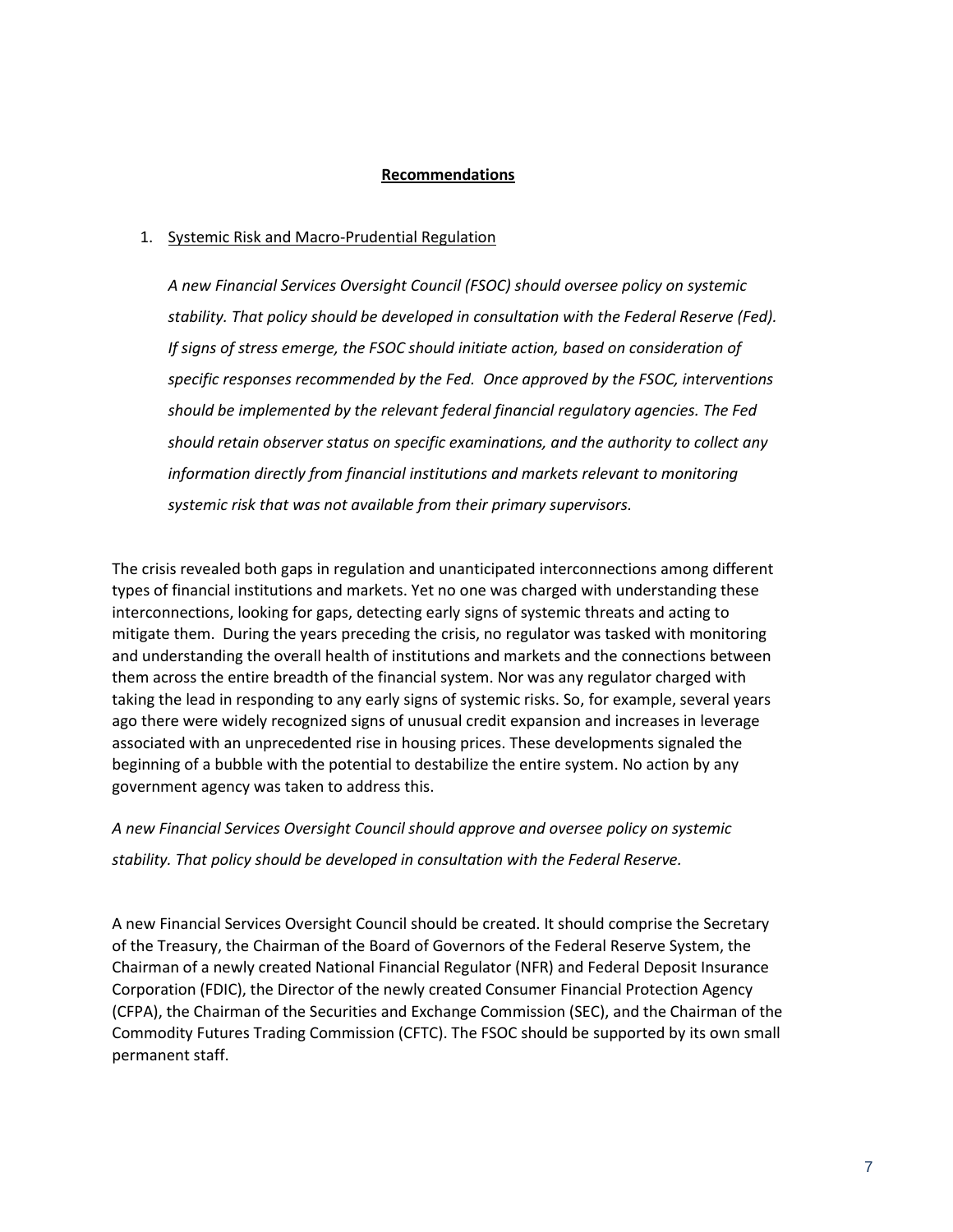## Recommendations

1. Systemic Risk and Macro-Prudential Regulation

   *A new Financial Services Oversight Council (FSOC) should oversee policy on systemic stability. That policy should be developed in consultation with the Federal Reserve (Fed). If signs of stress emerge, the FSOC should initiate action, based on consideration of specific responses recommended by the Fed. Once approved by the FSOC, interventions should be implemented by the relevant federal financial regulatory agencies. The Fed should retain observer status on specific examinations, and the authority to collect any information directly from financial institutions and markets relevant to monitoring systemic risk that was not available from their primary supervisors.*

The crisis revealed both gaps in regulation and unanticipated interconnections among different types of financial institutions and markets. Yet no one was charged with understanding these interconnections, looking for gaps, detecting early signs of systemic threats and acting to mitigate them. During the years preceding the crisis, no regulator was tasked with monitoring and understanding the overall health of institutions and markets and the connections between them across the entire breadth of the financial system. Nor was any regulator charged with taking the lead in responding to any early signs of systemic risks. So, for example, several years ago there were widely recognized signs of unusual credit expansion and increases in leverage associated with an unprecedented rise in housing prices. These developments signaled the beginning of a bubble with the potential to destabilize the entire system. No action by any government agency was taken to address this.

*A new Financial Services Oversight Council should approve and oversee policy on systemic stability. That policy should be developed in consultation with the Federal Reserve.*

A new Financial Services Oversight Council should be created. It should comprise the Secretary of the Treasury, the Chairman of the Board of Governors of the Federal Reserve System, the Chairman of a newly created National Financial Regulator (NFR) and Federal Deposit Insurance Corporation (FDIC), the Director of the newly created Consumer Financial Protection Agency (CFPA), the Chairman of the Securities and Exchange Commission (SEC), and the Chairman of the Commodity Futures Trading Commission (CFTC). The FSOC should be supported by its own small permanent staff.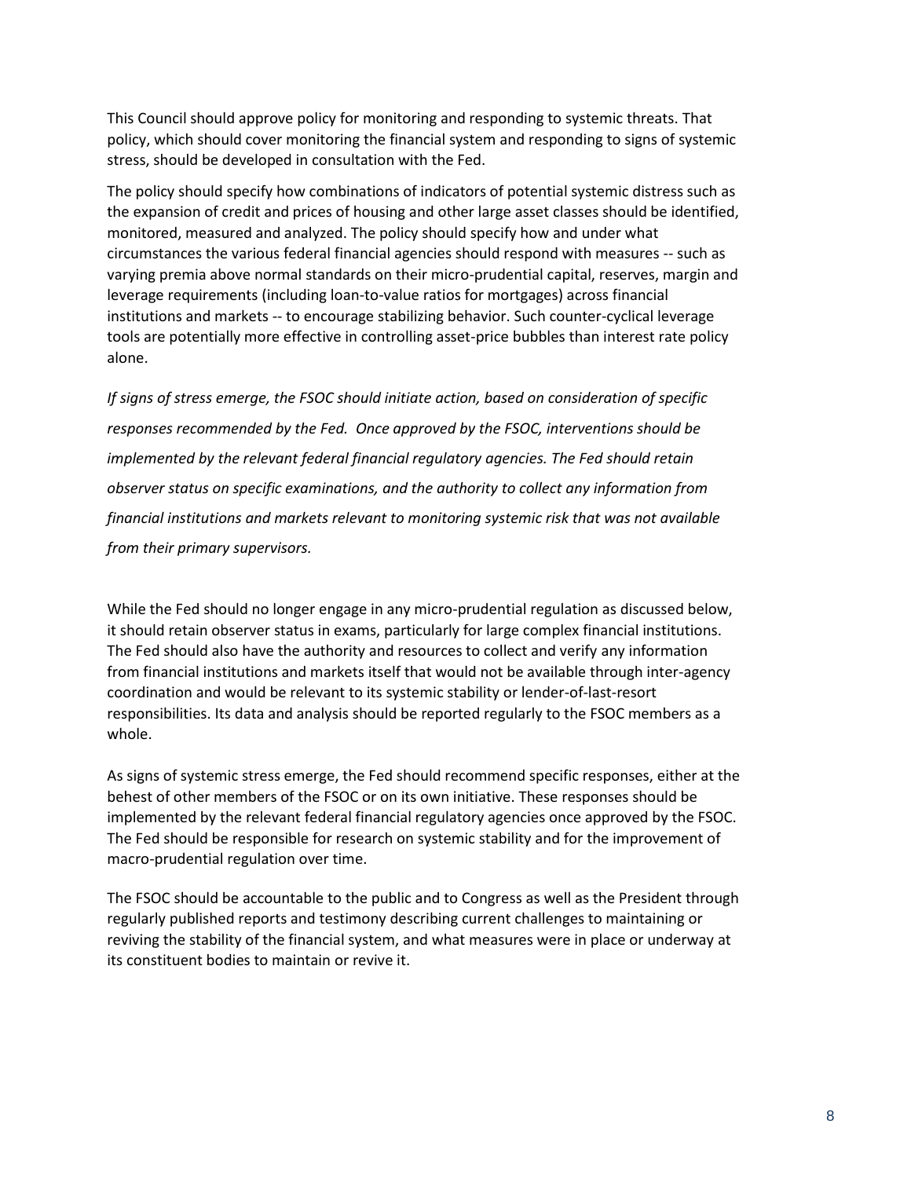This Council should approve policy for monitoring and responding to systemic threats. That policy, which should cover monitoring the financial system and responding to signs of systemic stress, should be developed in consultation with the Fed.

The policy should specify how combinations of indicators of potential systemic distress such as the expansion of credit and prices of housing and other large asset classes should be identified, monitored, measured and analyzed. The policy should specify how and under what circumstances the various federal financial agencies should respond with measures -- such as varying premia above normal standards on their micro-prudential capital, reserves, margin and leverage requirements (including loan-to-value ratios for mortgages) across financial institutions and markets -- to encourage stabilizing behavior. Such counter-cyclical leverage tools are potentially more effective in controlling asset-price bubbles than interest rate policy alone.

*If signs of stress emerge, the FSOC should initiate action, based on consideration of specific responses recommended by the Fed. Once approved by the FSOC, interventions should be implemented by the relevant federal financial regulatory agencies. The Fed should retain observer status on specific examinations, and the authority to collect any information from financial institutions and markets relevant to monitoring systemic risk that was not available from their primary supervisors.*

While the Fed should no longer engage in any micro-prudential regulation as discussed below, it should retain observer status in exams, particularly for large complex financial institutions. The Fed should also have the authority and resources to collect and verify any information from financial institutions and markets itself that would not be available through inter-agency coordination and would be relevant to its systemic stability or lender-of-last-resort responsibilities. Its data and analysis should be reported regularly to the FSOC members as a whole.

As signs of systemic stress emerge, the Fed should recommend specific responses, either at the behest of other members of the FSOC or on its own initiative. These responses should be implemented by the relevant federal financial regulatory agencies once approved by the FSOC. The Fed should be responsible for research on systemic stability and for the improvement of macro-prudential regulation over time.

The FSOC should be accountable to the public and to Congress as well as the President through regularly published reports and testimony describing current challenges to maintaining or reviving the stability of the financial system, and what measures were in place or underway at its constituent bodies to maintain or revive it.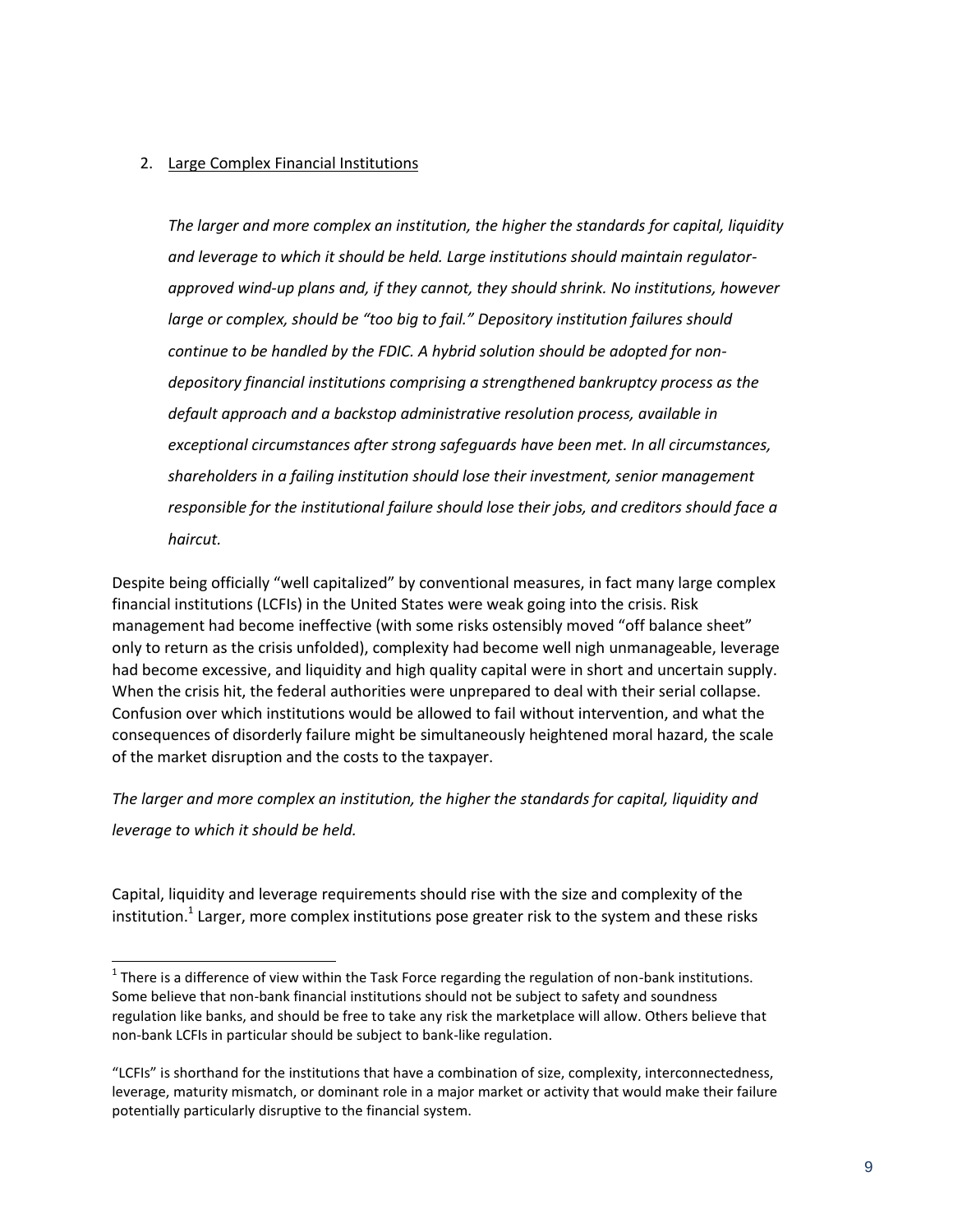2. Large Complex Financial Institutions

*The larger and more complex an institution, the higher the standards for capital, liquidity and leverage to which it should be held. Large institutions should maintain regulator-approved wind-up plans and, if they cannot, they should shrink. No institutions, however large or complex, should be "too big to fail." Depository institution failures should continue to be handled by the FDIC. A hybrid solution should be adopted for non-depository financial institutions comprising a strengthened bankruptcy process as the default approach and a backstop administrative resolution process, available in exceptional circumstances after strong safeguards have been met. In all circumstances, shareholders in a failing institution should lose their investment, senior management responsible for the institutional failure should lose their jobs, and creditors should face a haircut.*

Despite being officially "well capitalized" by conventional measures, in fact many large complex financial institutions (LCFIs) in the United States were weak going into the crisis. Risk management had become ineffective (with some risks ostensibly moved "off balance sheet" only to return as the crisis unfolded), complexity had become well nigh unmanageable, leverage had become excessive, and liquidity and high quality capital were in short and uncertain supply. When the crisis hit, the federal authorities were unprepared to deal with their serial collapse. Confusion over which institutions would be allowed to fail without intervention, and what the consequences of disorderly failure might be simultaneously heightened moral hazard, the scale of the market disruption and the costs to the taxpayer.

*The larger and more complex an institution, the higher the standards for capital, liquidity and leverage to which it should be held.*

Capital, liquidity and leverage requirements should rise with the size and complexity of the institution.[1] Larger, more complex institutions pose greater risk to the system and these risks

[1] There is a difference of view within the Task Force regarding the regulation of non-bank institutions. Some believe that non-bank financial institutions should not be subject to safety and soundness regulation like banks, and should be free to take any risk the marketplace will allow. Others believe that non-bank LCFIs in particular should be subject to bank-like regulation.

"LCFIs" is shorthand for the institutions that have a combination of size, complexity, interconnectedness, leverage, maturity mismatch, or dominant role in a major market or activity that would make their failure potentially particularly disruptive to the financial system.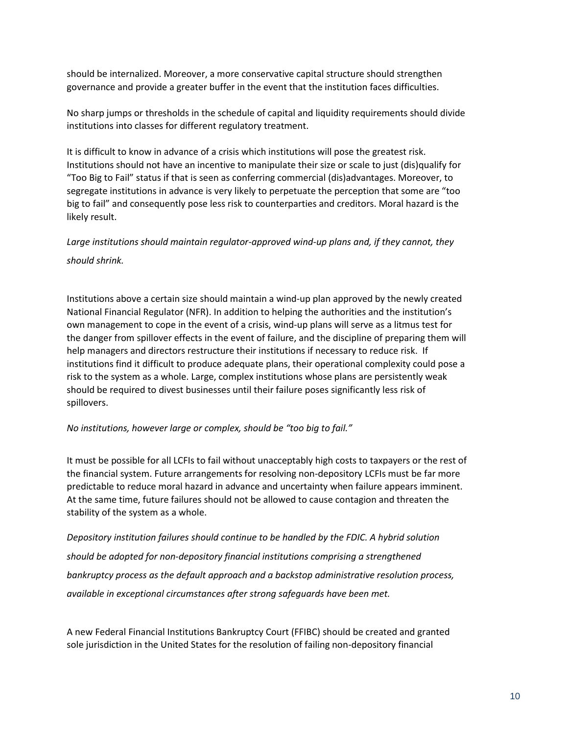should be internalized. Moreover, a more conservative capital structure should strengthen governance and provide a greater buffer in the event that the institution faces difficulties.

No sharp jumps or thresholds in the schedule of capital and liquidity requirements should divide institutions into classes for different regulatory treatment.

It is difficult to know in advance of a crisis which institutions will pose the greatest risk. Institutions should not have an incentive to manipulate their size or scale to just (dis)qualify for "Too Big to Fail" status if that is seen as conferring commercial (dis)advantages. Moreover, to segregate institutions in advance is very likely to perpetuate the perception that some are "too big to fail" and consequently pose less risk to counterparties and creditors. Moral hazard is the likely result.

*Large institutions should maintain regulator-approved wind-up plans and, if they cannot, they should shrink.*

Institutions above a certain size should maintain a wind-up plan approved by the newly created National Financial Regulator (NFR). In addition to helping the authorities and the institution's own management to cope in the event of a crisis, wind-up plans will serve as a litmus test for the danger from spillover effects in the event of failure, and the discipline of preparing them will help managers and directors restructure their institutions if necessary to reduce risk. If institutions find it difficult to produce adequate plans, their operational complexity could pose a risk to the system as a whole. Large, complex institutions whose plans are persistently weak should be required to divest businesses until their failure poses significantly less risk of spillovers.

*No institutions, however large or complex, should be "too big to fail."*

It must be possible for all LCFIs to fail without unacceptably high costs to taxpayers or the rest of the financial system. Future arrangements for resolving non-depository LCFIs must be far more predictable to reduce moral hazard in advance and uncertainty when failure appears imminent. At the same time, future failures should not be allowed to cause contagion and threaten the stability of the system as a whole.

*Depository institution failures should continue to be handled by the FDIC. A hybrid solution should be adopted for non-depository financial institutions comprising a strengthened bankruptcy process as the default approach and a backstop administrative resolution process, available in exceptional circumstances after strong safeguards have been met.*

A new Federal Financial Institutions Bankruptcy Court (FFIBC) should be created and granted sole jurisdiction in the United States for the resolution of failing non-depository financial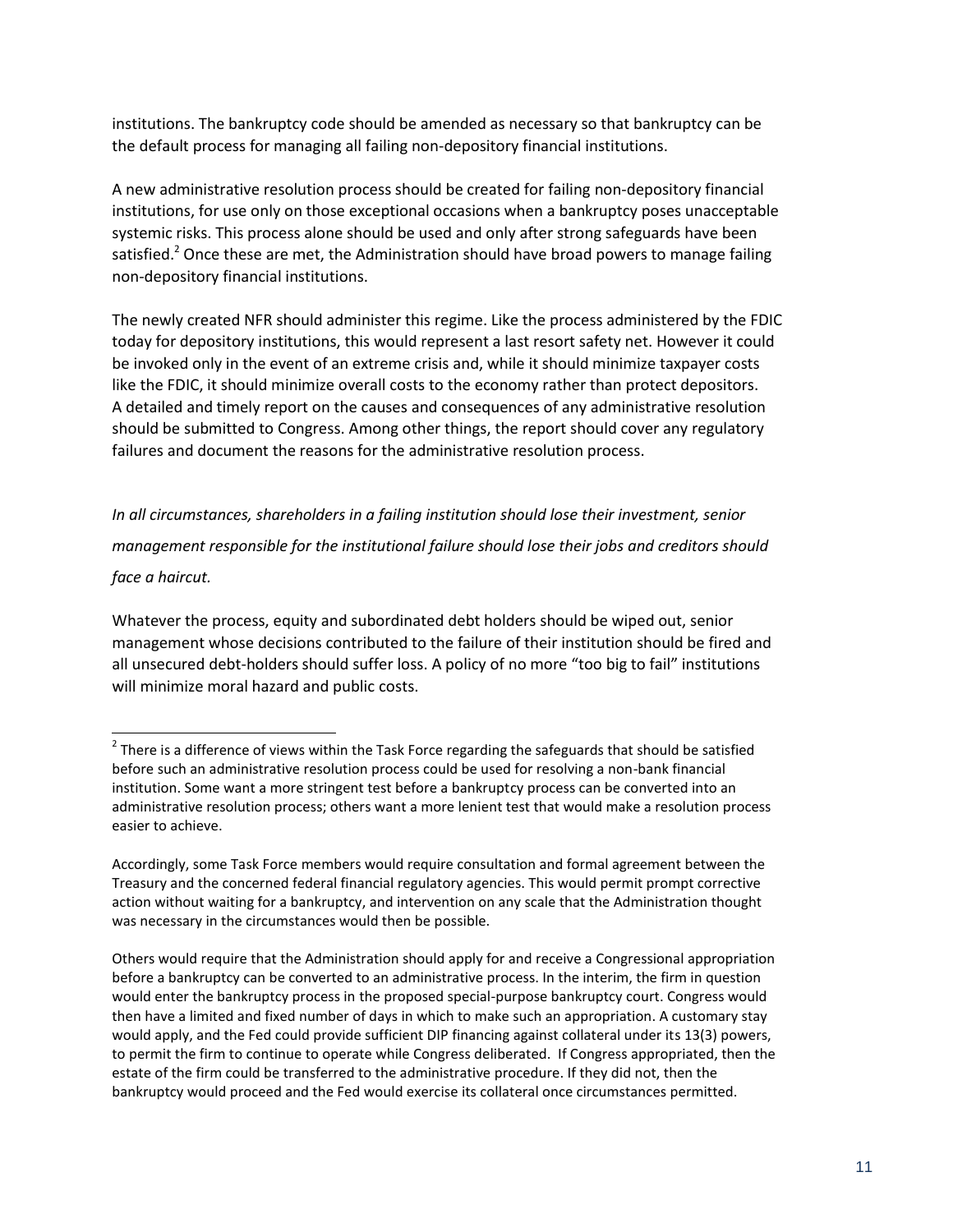institutions. The bankruptcy code should be amended as necessary so that bankruptcy can be the default process for managing all failing non-depository financial institutions.

A new administrative resolution process should be created for failing non-depository financial institutions, for use only on those exceptional occasions when a bankruptcy poses unacceptable systemic risks. This process alone should be used and only after strong safeguards have been satisfied.[2] Once these are met, the Administration should have broad powers to manage failing non-depository financial institutions.

The newly created NFR should administer this regime. Like the process administered by the FDIC today for depository institutions, this would represent a last resort safety net. However it could be invoked only in the event of an extreme crisis and, while it should minimize taxpayer costs like the FDIC, it should minimize overall costs to the economy rather than protect depositors. A detailed and timely report on the causes and consequences of any administrative resolution should be submitted to Congress. Among other things, the report should cover any regulatory failures and document the reasons for the administrative resolution process.

*In all circumstances, shareholders in a failing institution should lose their investment, senior management responsible for the institutional failure should lose their jobs and creditors should face a haircut.*

Whatever the process, equity and subordinated debt holders should be wiped out, senior management whose decisions contributed to the failure of their institution should be fired and all unsecured debt-holders should suffer loss. A policy of no more "too big to fail" institutions will minimize moral hazard and public costs.

---

[2] There is a difference of views within the Task Force regarding the safeguards that should be satisfied before such an administrative resolution process could be used for resolving a non-bank financial institution. Some want a more stringent test before a bankruptcy process can be converted into an administrative resolution process; others want a more lenient test that would make a resolution process easier to achieve.

Accordingly, some Task Force members would require consultation and formal agreement between the Treasury and the concerned federal financial regulatory agencies. This would permit prompt corrective action without waiting for a bankruptcy, and intervention on any scale that the Administration thought was necessary in the circumstances would then be possible.

Others would require that the Administration should apply for and receive a Congressional appropriation before a bankruptcy can be converted to an administrative process. In the interim, the firm in question would enter the bankruptcy process in the proposed special-purpose bankruptcy court. Congress would then have a limited and fixed number of days in which to make such an appropriation. A customary stay would apply, and the Fed could provide sufficient DIP financing against collateral under its 13(3) powers, to permit the firm to continue to operate while Congress deliberated. If Congress appropriated, then the estate of the firm could be transferred to the administrative procedure. If they did not, then the bankruptcy would proceed and the Fed would exercise its collateral once circumstances permitted.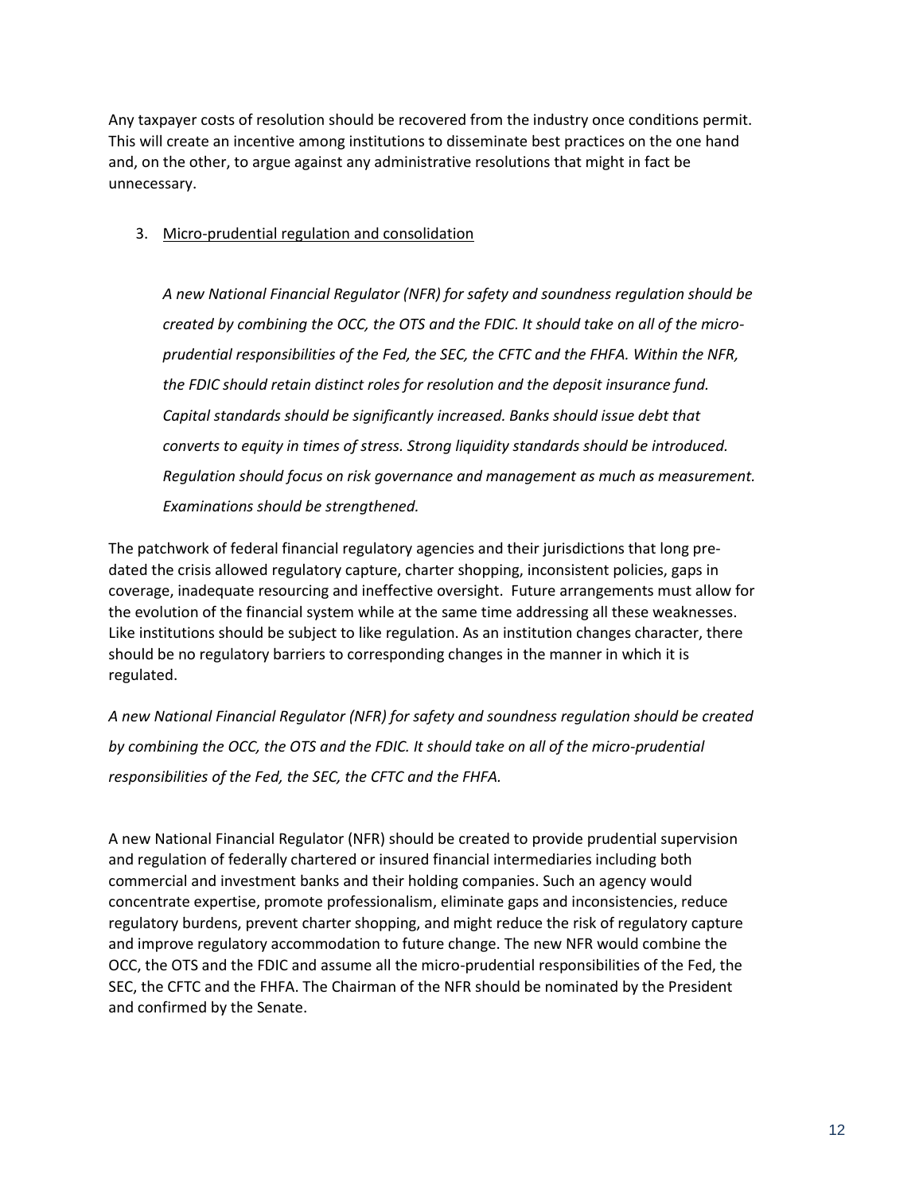Any taxpayer costs of resolution should be recovered from the industry once conditions permit. This will create an incentive among institutions to disseminate best practices on the one hand and, on the other, to argue against any administrative resolutions that might in fact be unnecessary.

3. Micro-prudential regulation and consolidation

> *A new National Financial Regulator (NFR) for safety and soundness regulation should be created by combining the OCC, the OTS and the FDIC. It should take on all of the micro-prudential responsibilities of the Fed, the SEC, the CFTC and the FHFA. Within the NFR, the FDIC should retain distinct roles for resolution and the deposit insurance fund. Capital standards should be significantly increased. Banks should issue debt that converts to equity in times of stress. Strong liquidity standards should be introduced. Regulation should focus on risk governance and management as much as measurement. Examinations should be strengthened.*

The patchwork of federal financial regulatory agencies and their jurisdictions that long pre-dated the crisis allowed regulatory capture, charter shopping, inconsistent policies, gaps in coverage, inadequate resourcing and ineffective oversight. Future arrangements must allow for the evolution of the financial system while at the same time addressing all these weaknesses. Like institutions should be subject to like regulation. As an institution changes character, there should be no regulatory barriers to corresponding changes in the manner in which it is regulated.

*A new National Financial Regulator (NFR) for safety and soundness regulation should be created by combining the OCC, the OTS and the FDIC. It should take on all of the micro-prudential responsibilities of the Fed, the SEC, the CFTC and the FHFA.*

A new National Financial Regulator (NFR) should be created to provide prudential supervision and regulation of federally chartered or insured financial intermediaries including both commercial and investment banks and their holding companies. Such an agency would concentrate expertise, promote professionalism, eliminate gaps and inconsistencies, reduce regulatory burdens, prevent charter shopping, and might reduce the risk of regulatory capture and improve regulatory accommodation to future change. The new NFR would combine the OCC, the OTS and the FDIC and assume all the micro-prudential responsibilities of the Fed, the SEC, the CFTC and the FHFA. The Chairman of the NFR should be nominated by the President and confirmed by the Senate.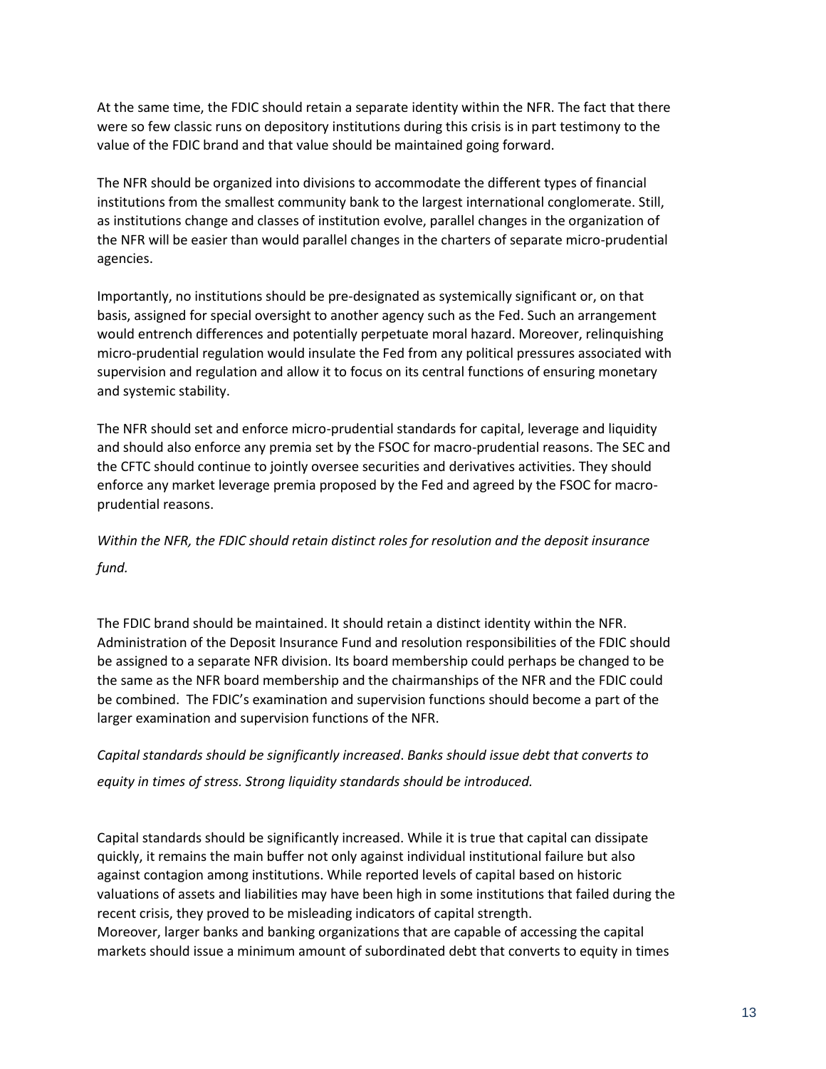At the same time, the FDIC should retain a separate identity within the NFR. The fact that there were so few classic runs on depository institutions during this crisis is in part testimony to the value of the FDIC brand and that value should be maintained going forward.

The NFR should be organized into divisions to accommodate the different types of financial institutions from the smallest community bank to the largest international conglomerate. Still, as institutions change and classes of institution evolve, parallel changes in the organization of the NFR will be easier than would parallel changes in the charters of separate micro-prudential agencies.

Importantly, no institutions should be pre-designated as systemically significant or, on that basis, assigned for special oversight to another agency such as the Fed. Such an arrangement would entrench differences and potentially perpetuate moral hazard. Moreover, relinquishing micro-prudential regulation would insulate the Fed from any political pressures associated with supervision and regulation and allow it to focus on its central functions of ensuring monetary and systemic stability.

The NFR should set and enforce micro-prudential standards for capital, leverage and liquidity and should also enforce any premia set by the FSOC for macro-prudential reasons. The SEC and the CFTC should continue to jointly oversee securities and derivatives activities. They should enforce any market leverage premia proposed by the Fed and agreed by the FSOC for macro-prudential reasons.

*Within the NFR, the FDIC should retain distinct roles for resolution and the deposit insurance fund.*

The FDIC brand should be maintained. It should retain a distinct identity within the NFR. Administration of the Deposit Insurance Fund and resolution responsibilities of the FDIC should be assigned to a separate NFR division. Its board membership could perhaps be changed to be the same as the NFR board membership and the chairmanships of the NFR and the FDIC could be combined. The FDIC's examination and supervision functions should become a part of the larger examination and supervision functions of the NFR.

*Capital standards should be significantly increased. Banks should issue debt that converts to equity in times of stress. Strong liquidity standards should be introduced.*

Capital standards should be significantly increased. While it is true that capital can dissipate quickly, it remains the main buffer not only against individual institutional failure but also against contagion among institutions. While reported levels of capital based on historic valuations of assets and liabilities may have been high in some institutions that failed during the recent crisis, they proved to be misleading indicators of capital strength.
Moreover, larger banks and banking organizations that are capable of accessing the capital markets should issue a minimum amount of subordinated debt that converts to equity in times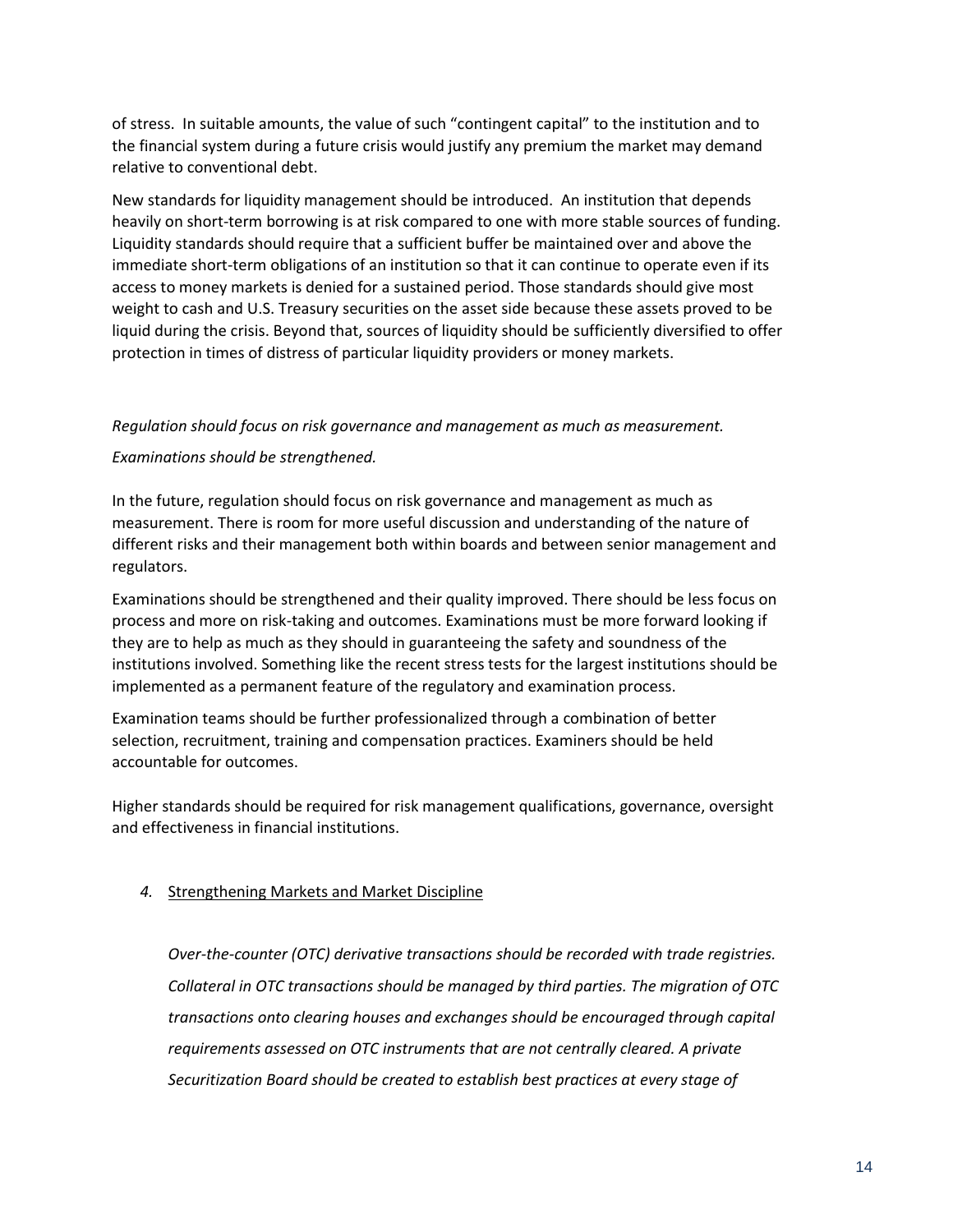of stress. In suitable amounts, the value of such "contingent capital" to the institution and to the financial system during a future crisis would justify any premium the market may demand relative to conventional debt.

New standards for liquidity management should be introduced. An institution that depends heavily on short-term borrowing is at risk compared to one with more stable sources of funding. Liquidity standards should require that a sufficient buffer be maintained over and above the immediate short-term obligations of an institution so that it can continue to operate even if its access to money markets is denied for a sustained period. Those standards should give most weight to cash and U.S. Treasury securities on the asset side because these assets proved to be liquid during the crisis. Beyond that, sources of liquidity should be sufficiently diversified to offer protection in times of distress of particular liquidity providers or money markets.

*Regulation should focus on risk governance and management as much as measurement.*

*Examinations should be strengthened.*

In the future, regulation should focus on risk governance and management as much as measurement. There is room for more useful discussion and understanding of the nature of different risks and their management both within boards and between senior management and regulators.

Examinations should be strengthened and their quality improved. There should be less focus on process and more on risk-taking and outcomes. Examinations must be more forward looking if they are to help as much as they should in guaranteeing the safety and soundness of the institutions involved. Something like the recent stress tests for the largest institutions should be implemented as a permanent feature of the regulatory and examination process.

Examination teams should be further professionalized through a combination of better selection, recruitment, training and compensation practices. Examiners should be held accountable for outcomes.

Higher standards should be required for risk management qualifications, governance, oversight and effectiveness in financial institutions.

### *4.* Strengthening Markets and Market Discipline

*Over-the-counter (OTC) derivative transactions should be recorded with trade registries. Collateral in OTC transactions should be managed by third parties. The migration of OTC transactions onto clearing houses and exchanges should be encouraged through capital requirements assessed on OTC instruments that are not centrally cleared. A private Securitization Board should be created to establish best practices at every stage of*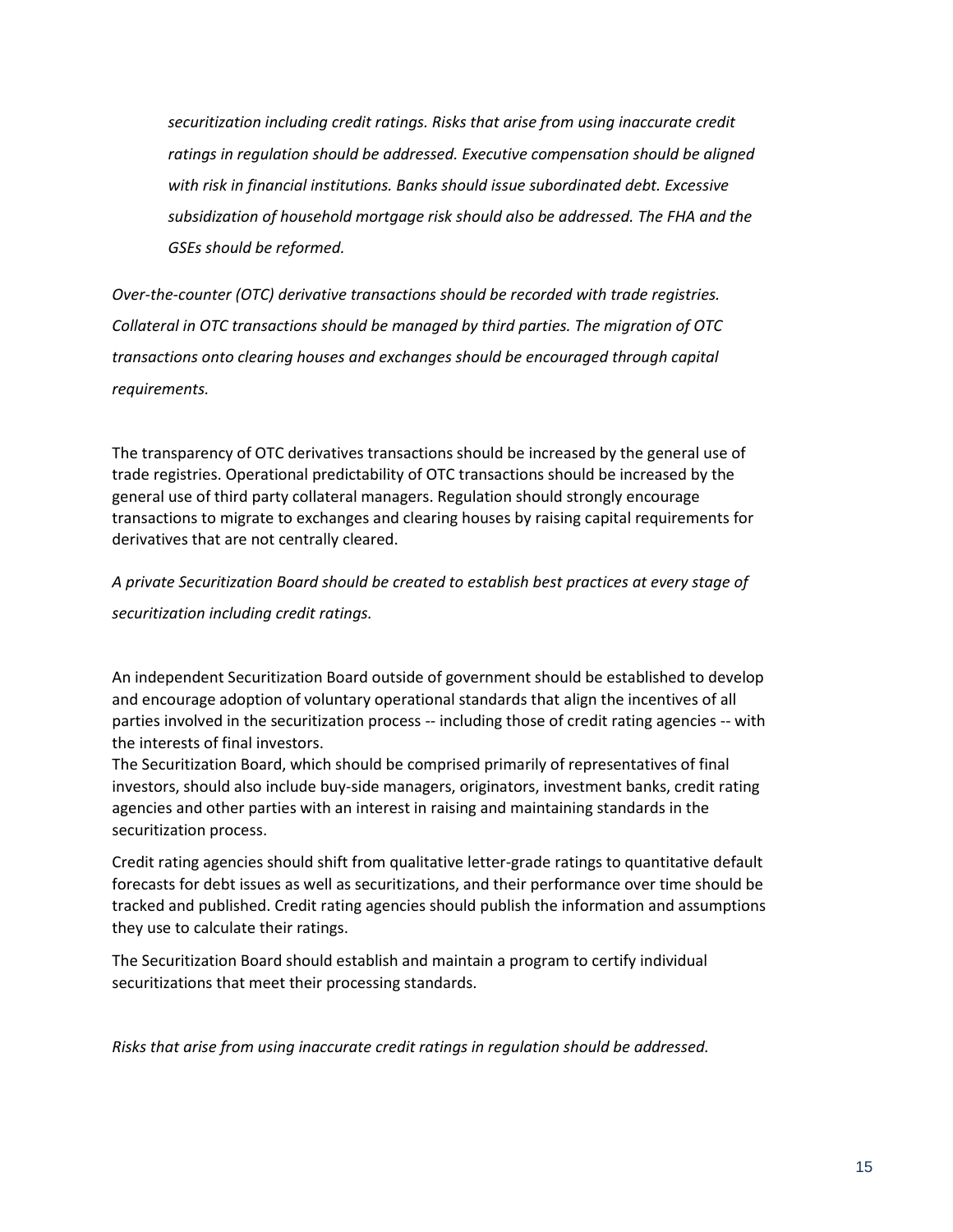> *securitization including credit ratings. Risks that arise from using inaccurate credit ratings in regulation should be addressed. Executive compensation should be aligned with risk in financial institutions. Banks should issue subordinated debt. Excessive subsidization of household mortgage risk should also be addressed. The FHA and the GSEs should be reformed.*

*Over-the-counter (OTC) derivative transactions should be recorded with trade registries. Collateral in OTC transactions should be managed by third parties. The migration of OTC transactions onto clearing houses and exchanges should be encouraged through capital requirements.*

The transparency of OTC derivatives transactions should be increased by the general use of trade registries. Operational predictability of OTC transactions should be increased by the general use of third party collateral managers. Regulation should strongly encourage transactions to migrate to exchanges and clearing houses by raising capital requirements for derivatives that are not centrally cleared.

*A private Securitization Board should be created to establish best practices at every stage of securitization including credit ratings.*

An independent Securitization Board outside of government should be established to develop and encourage adoption of voluntary operational standards that align the incentives of all parties involved in the securitization process -- including those of credit rating agencies -- with the interests of final investors.

The Securitization Board, which should be comprised primarily of representatives of final investors, should also include buy-side managers, originators, investment banks, credit rating agencies and other parties with an interest in raising and maintaining standards in the securitization process.

Credit rating agencies should shift from qualitative letter-grade ratings to quantitative default forecasts for debt issues as well as securitizations, and their performance over time should be tracked and published. Credit rating agencies should publish the information and assumptions they use to calculate their ratings.

The Securitization Board should establish and maintain a program to certify individual securitizations that meet their processing standards.

*Risks that arise from using inaccurate credit ratings in regulation should be addressed.*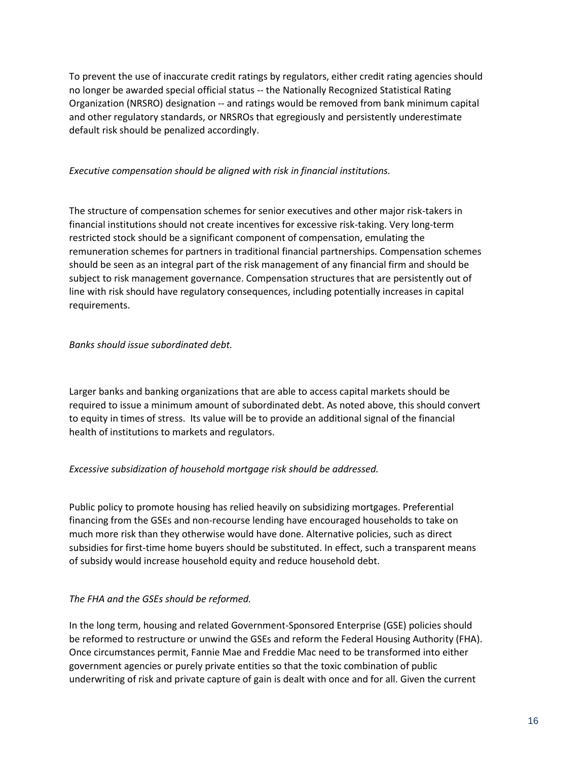To prevent the use of inaccurate credit ratings by regulators, either credit rating agencies should no longer be awarded special official status -- the Nationally Recognized Statistical Rating Organization (NRSRO) designation -- and ratings would be removed from bank minimum capital and other regulatory standards, or NRSROs that egregiously and persistently underestimate default risk should be penalized accordingly.

*Executive compensation should be aligned with risk in financial institutions.*

The structure of compensation schemes for senior executives and other major risk-takers in financial institutions should not create incentives for excessive risk-taking. Very long-term restricted stock should be a significant component of compensation, emulating the remuneration schemes for partners in traditional financial partnerships. Compensation schemes should be seen as an integral part of the risk management of any financial firm and should be subject to risk management governance. Compensation structures that are persistently out of line with risk should have regulatory consequences, including potentially increases in capital requirements.

*Banks should issue subordinated debt.*

Larger banks and banking organizations that are able to access capital markets should be required to issue a minimum amount of subordinated debt. As noted above, this should convert to equity in times of stress. Its value will be to provide an additional signal of the financial health of institutions to markets and regulators.

*Excessive subsidization of household mortgage risk should be addressed.*

Public policy to promote housing has relied heavily on subsidizing mortgages. Preferential financing from the GSEs and non-recourse lending have encouraged households to take on much more risk than they otherwise would have done. Alternative policies, such as direct subsidies for first-time home buyers should be substituted. In effect, such a transparent means of subsidy would increase household equity and reduce household debt.

*The FHA and the GSEs should be reformed.*

In the long term, housing and related Government-Sponsored Enterprise (GSE) policies should be reformed to restructure or unwind the GSEs and reform the Federal Housing Authority (FHA). Once circumstances permit, Fannie Mae and Freddie Mac need to be transformed into either government agencies or purely private entities so that the toxic combination of public underwriting of risk and private capture of gain is dealt with once and for all. Given the current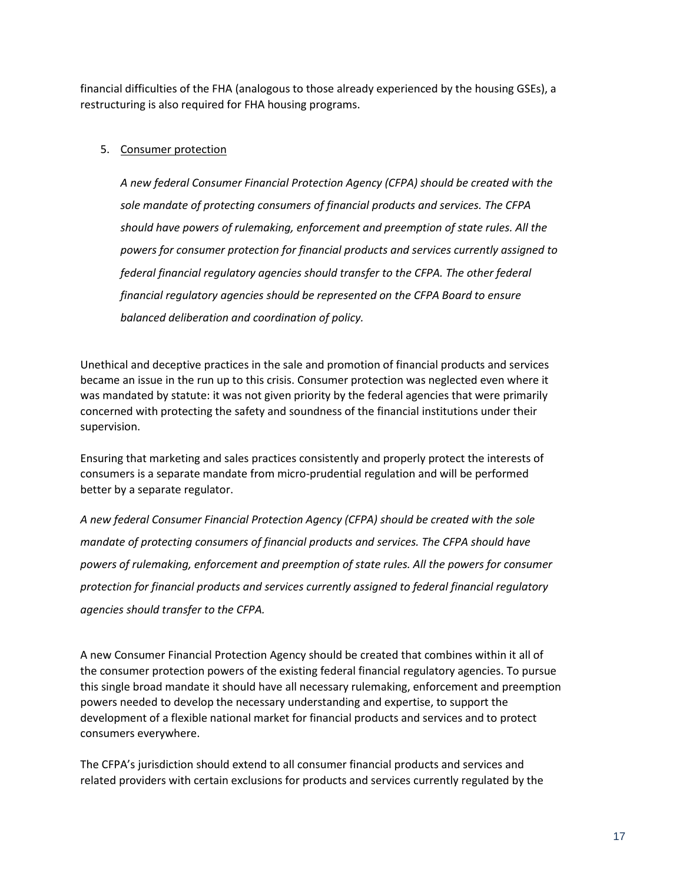financial difficulties of the FHA (analogous to those already experienced by the housing GSEs), a restructuring is also required for FHA housing programs.

5. Consumer protection

    *A new federal Consumer Financial Protection Agency (CFPA) should be created with the sole mandate of protecting consumers of financial products and services. The CFPA should have powers of rulemaking, enforcement and preemption of state rules. All the powers for consumer protection for financial products and services currently assigned to federal financial regulatory agencies should transfer to the CFPA. The other federal financial regulatory agencies should be represented on the CFPA Board to ensure balanced deliberation and coordination of policy.*

Unethical and deceptive practices in the sale and promotion of financial products and services became an issue in the run up to this crisis. Consumer protection was neglected even where it was mandated by statute: it was not given priority by the federal agencies that were primarily concerned with protecting the safety and soundness of the financial institutions under their supervision.

Ensuring that marketing and sales practices consistently and properly protect the interests of consumers is a separate mandate from micro-prudential regulation and will be performed better by a separate regulator.

*A new federal Consumer Financial Protection Agency (CFPA) should be created with the sole mandate of protecting consumers of financial products and services. The CFPA should have powers of rulemaking, enforcement and preemption of state rules. All the powers for consumer protection for financial products and services currently assigned to federal financial regulatory agencies should transfer to the CFPA.*

A new Consumer Financial Protection Agency should be created that combines within it all of the consumer protection powers of the existing federal financial regulatory agencies. To pursue this single broad mandate it should have all necessary rulemaking, enforcement and preemption powers needed to develop the necessary understanding and expertise, to support the development of a flexible national market for financial products and services and to protect consumers everywhere.

The CFPA's jurisdiction should extend to all consumer financial products and services and related providers with certain exclusions for products and services currently regulated by the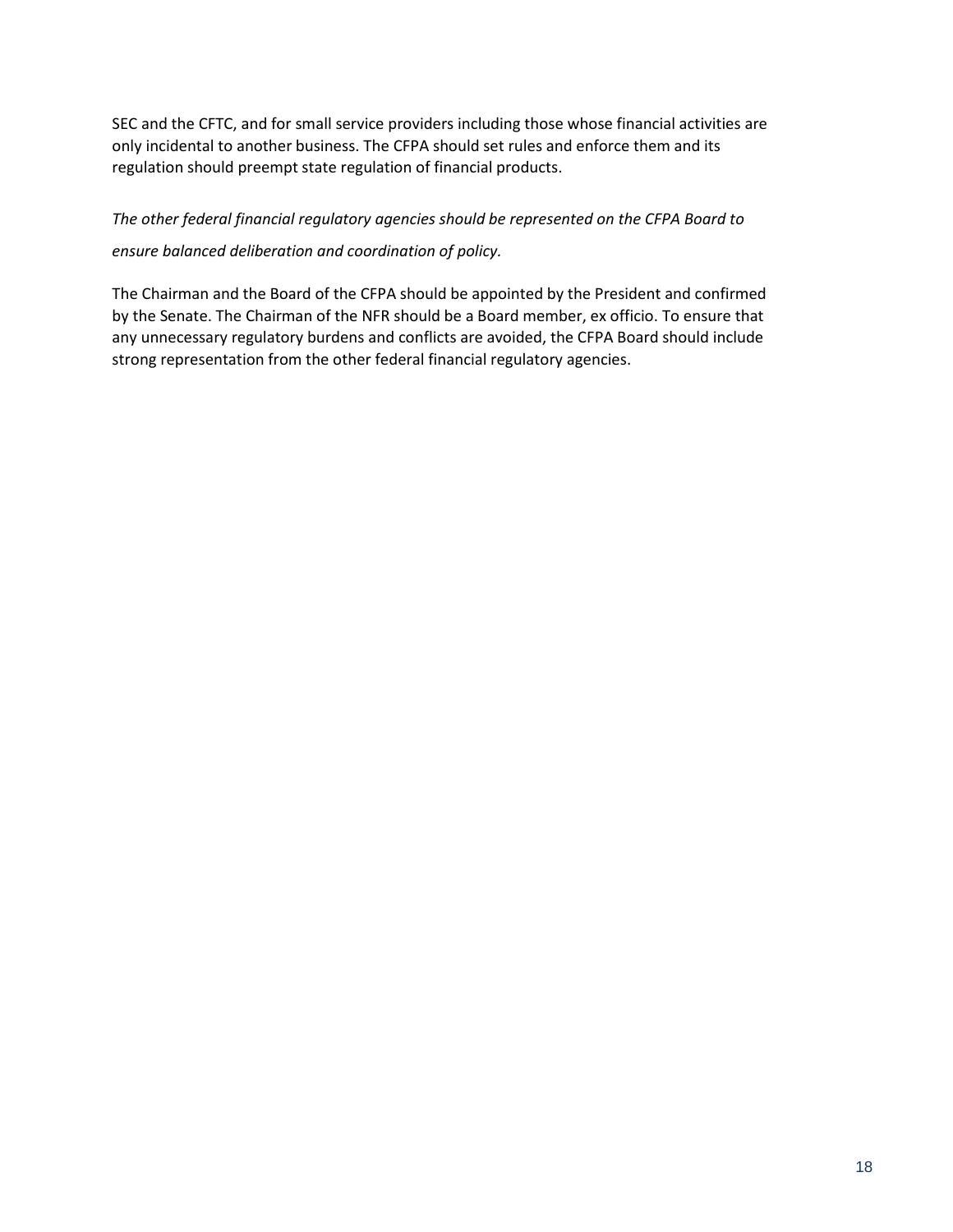SEC and the CFTC, and for small service providers including those whose financial activities are only incidental to another business. The CFPA should set rules and enforce them and its regulation should preempt state regulation of financial products.

*The other federal financial regulatory agencies should be represented on the CFPA Board to ensure balanced deliberation and coordination of policy.*

The Chairman and the Board of the CFPA should be appointed by the President and confirmed by the Senate. The Chairman of the NFR should be a Board member, ex officio. To ensure that any unnecessary regulatory burdens and conflicts are avoided, the CFPA Board should include strong representation from the other federal financial regulatory agencies.